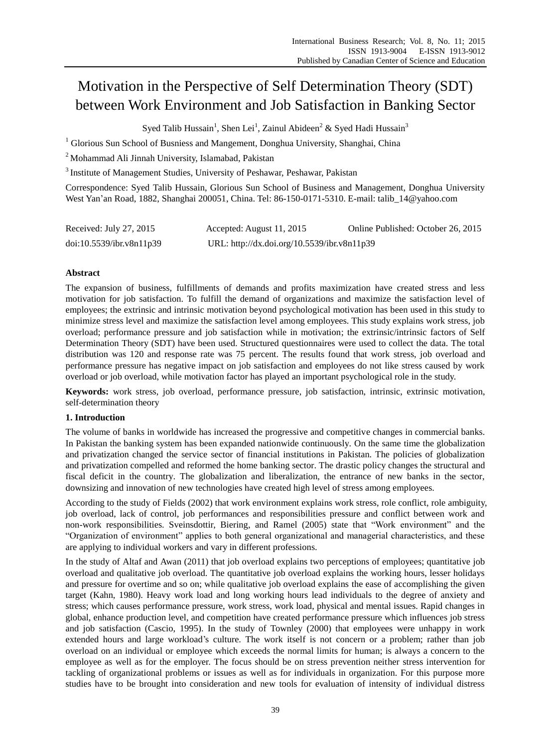# Motivation in the Perspective of Self Determination Theory (SDT) between Work Environment and Job Satisfaction in Banking Sector

Syed Talib Hussain[1], Shen Lei[1], Zainul Abideen[2] & Syed Hadi Hussain[3]

[1] Glorious Sun School of Busniess and Mangement, Donghua University, Shanghai, China

[2] Mohammad Ali Jinnah University, Islamabad, Pakistan

[3] Institute of Management Studies, University of Peshawar, Peshawar, Pakistan

Correspondence: Syed Talib Hussain, Glorious Sun School of Business and Management, Donghua University West Yan'an Road, 1882, Shanghai 200051, China. Tel: 86-150-0171-5310. E-mail: talib_14@yahoo.com

| | | |
|---|---|---|
| Received: July 27, 2015 | Accepted: August 11, 2015 | Online Published: October 26, 2015 |
| doi:10.5539/ibr.v8n11p39 | URL: http://dx.doi.org/10.5539/ibr.v8n11p39 | |

**Abstract**

The expansion of business, fulfillments of demands and profits maximization have created stress and less motivation for job satisfaction. To fulfill the demand of organizations and maximize the satisfaction level of employees; the extrinsic and intrinsic motivation beyond psychological motivation has been used in this study to minimize stress level and maximize the satisfaction level among employees. This study explains work stress, job overload; performance pressure and job satisfaction while in motivation; the extrinsic/intrinsic factors of Self Determination Theory (SDT) have been used. Structured questionnaires were used to collect the data. The total distribution was 120 and response rate was 75 percent. The results found that work stress, job overload and performance pressure has negative impact on job satisfaction and employees do not like stress caused by work overload or job overload, while motivation factor has played an important psychological role in the study.

**Keywords:** work stress, job overload, performance pressure, job satisfaction, intrinsic, extrinsic motivation, self-determination theory

## 1. Introduction

The volume of banks in worldwide has increased the progressive and competitive changes in commercial banks. In Pakistan the banking system has been expanded nationwide continuously. On the same time the globalization and privatization changed the service sector of financial institutions in Pakistan. The policies of globalization and privatization compelled and reformed the home banking sector. The drastic policy changes the structural and fiscal deficit in the country. The globalization and liberalization, the entrance of new banks in the sector, downsizing and innovation of new technologies have created high level of stress among employees.

According to the study of Fields (2002) that work environment explains work stress, role conflict, role ambiguity, job overload, lack of control, job performances and responsibilities pressure and conflict between work and non-work responsibilities. Sveinsdottir, Biering, and Ramel (2005) state that "Work environment" and the "Organization of environment" applies to both general organizational and managerial characteristics, and these are applying to individual workers and vary in different professions.

In the study of Altaf and Awan (2011) that job overload explains two perceptions of employees; quantitative job overload and qualitative job overload. The quantitative job overload explains the working hours, lesser holidays and pressure for overtime and so on; while qualitative job overload explains the ease of accomplishing the given target (Kahn, 1980). Heavy work load and long working hours lead individuals to the degree of anxiety and stress; which causes performance pressure, work stress, work load, physical and mental issues. Rapid changes in global, enhance production level, and competition have created performance pressure which influences job stress and job satisfaction (Cascio, 1995). In the study of Townley (2000) that employees were unhappy in work extended hours and large workload's culture. The work itself is not concern or a problem; rather than job overload on an individual or employee which exceeds the normal limits for human; is always a concern to the employee as well as for the employer. The focus should be on stress prevention neither stress intervention for tackling of organizational problems or issues as well as for individuals in organization. For this purpose more studies have to be brought into consideration and new tools for evaluation of intensity of individual distress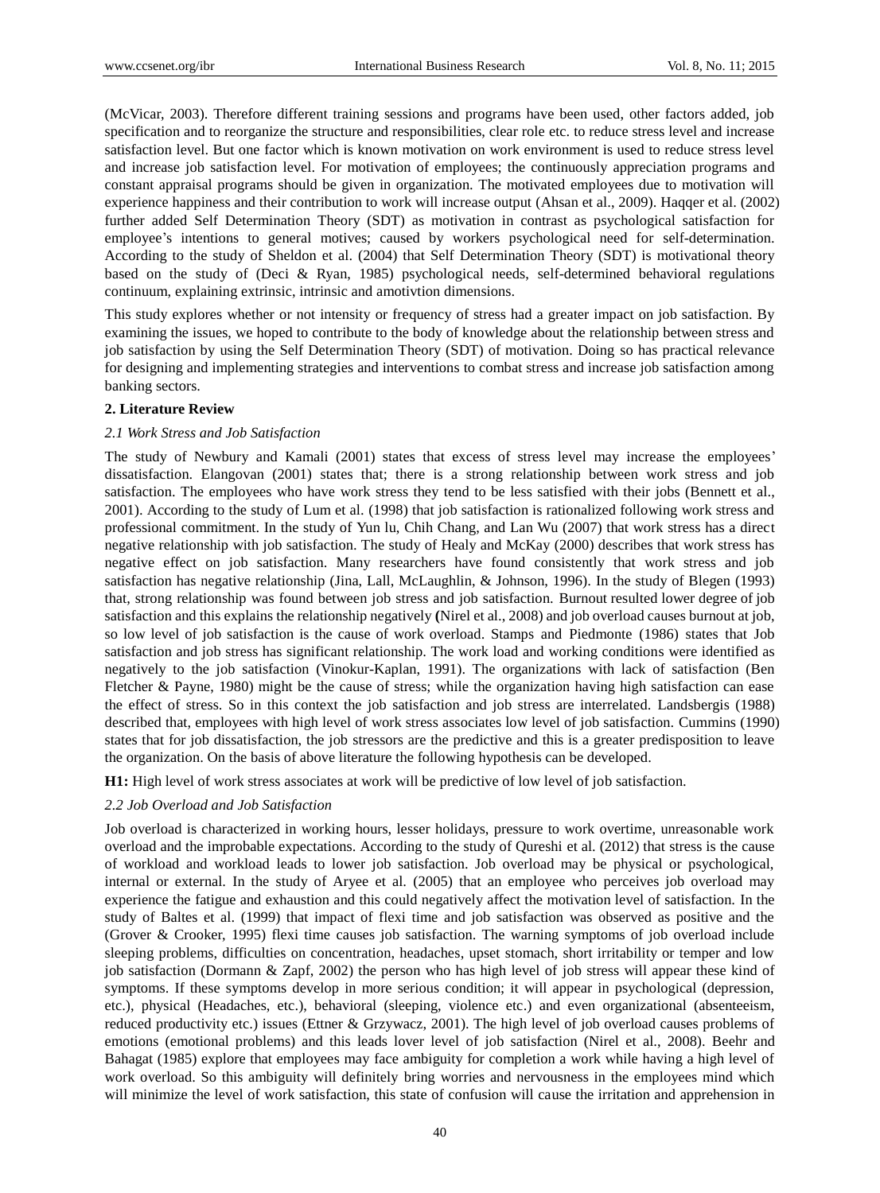(McVicar, 2003). Therefore different training sessions and programs have been used, other factors added, job specification and to reorganize the structure and responsibilities, clear role etc. to reduce stress level and increase satisfaction level. But one factor which is known motivation on work environment is used to reduce stress level and increase job satisfaction level. For motivation of employees; the continuously appreciation programs and constant appraisal programs should be given in organization. The motivated employees due to motivation will experience happiness and their contribution to work will increase output (Ahsan et al., 2009). Haqqer et al. (2002) further added Self Determination Theory (SDT) as motivation in contrast as psychological satisfaction for employee's intentions to general motives; caused by workers psychological need for self-determination. According to the study of Sheldon et al. (2004) that Self Determination Theory (SDT) is motivational theory based on the study of (Deci & Ryan, 1985) psychological needs, self-determined behavioral regulations continuum, explaining extrinsic, intrinsic and amotivtion dimensions.

This study explores whether or not intensity or frequency of stress had a greater impact on job satisfaction. By examining the issues, we hoped to contribute to the body of knowledge about the relationship between stress and job satisfaction by using the Self Determination Theory (SDT) of motivation. Doing so has practical relevance for designing and implementing strategies and interventions to combat stress and increase job satisfaction among banking sectors.

## 2. Literature Review

### *2.1 Work Stress and Job Satisfaction*

The study of Newbury and Kamali (2001) states that excess of stress level may increase the employees' dissatisfaction. Elangovan (2001) states that; there is a strong relationship between work stress and job satisfaction. The employees who have work stress they tend to be less satisfied with their jobs (Bennett et al., 2001). According to the study of Lum et al. (1998) that job satisfaction is rationalized following work stress and professional commitment. In the study of Yun lu, Chih Chang, and Lan Wu (2007) that work stress has a direct negative relationship with job satisfaction. The study of Healy and McKay (2000) describes that work stress has negative effect on job satisfaction. Many researchers have found consistently that work stress and job satisfaction has negative relationship (Jina, Lall, McLaughlin, & Johnson, 1996). In the study of Blegen (1993) that, strong relationship was found between job stress and job satisfaction. Burnout resulted lower degree of job satisfaction and this explains the relationship negatively (Nirel et al., 2008) and job overload causes burnout at job, so low level of job satisfaction is the cause of work overload. Stamps and Piedmonte (1986) states that Job satisfaction and job stress has significant relationship. The work load and working conditions were identified as negatively to the job satisfaction (Vinokur-Kaplan, 1991). The organizations with lack of satisfaction (Ben Fletcher & Payne, 1980) might be the cause of stress; while the organization having high satisfaction can ease the effect of stress. So in this context the job satisfaction and job stress are interrelated. Landsbergis (1988) described that, employees with high level of work stress associates low level of job satisfaction. Cummins (1990) states that for job dissatisfaction, the job stressors are the predictive and this is a greater predisposition to leave the organization. On the basis of above literature the following hypothesis can be developed.

**H1:** High level of work stress associates at work will be predictive of low level of job satisfaction.

### *2.2 Job Overload and Job Satisfaction*

Job overload is characterized in working hours, lesser holidays, pressure to work overtime, unreasonable work overload and the improbable expectations. According to the study of Qureshi et al. (2012) that stress is the cause of workload and workload leads to lower job satisfaction. Job overload may be physical or psychological, internal or external. In the study of Aryee et al. (2005) that an employee who perceives job overload may experience the fatigue and exhaustion and this could negatively affect the motivation level of satisfaction. In the study of Baltes et al. (1999) that impact of flexi time and job satisfaction was observed as positive and the (Grover & Crooker, 1995) flexi time causes job satisfaction. The warning symptoms of job overload include sleeping problems, difficulties on concentration, headaches, upset stomach, short irritability or temper and low job satisfaction (Dormann & Zapf, 2002) the person who has high level of job stress will appear these kind of symptoms. If these symptoms develop in more serious condition; it will appear in psychological (depression, etc.), physical (Headaches, etc.), behavioral (sleeping, violence etc.) and even organizational (absenteeism, reduced productivity etc.) issues (Ettner & Grzywacz, 2001). The high level of job overload causes problems of emotions (emotional problems) and this leads lover level of job satisfaction (Nirel et al., 2008). Beehr and Bahagat (1985) explore that employees may face ambiguity for completion a work while having a high level of work overload. So this ambiguity will definitely bring worries and nervousness in the employees mind which will minimize the level of work satisfaction, this state of confusion will cause the irritation and apprehension in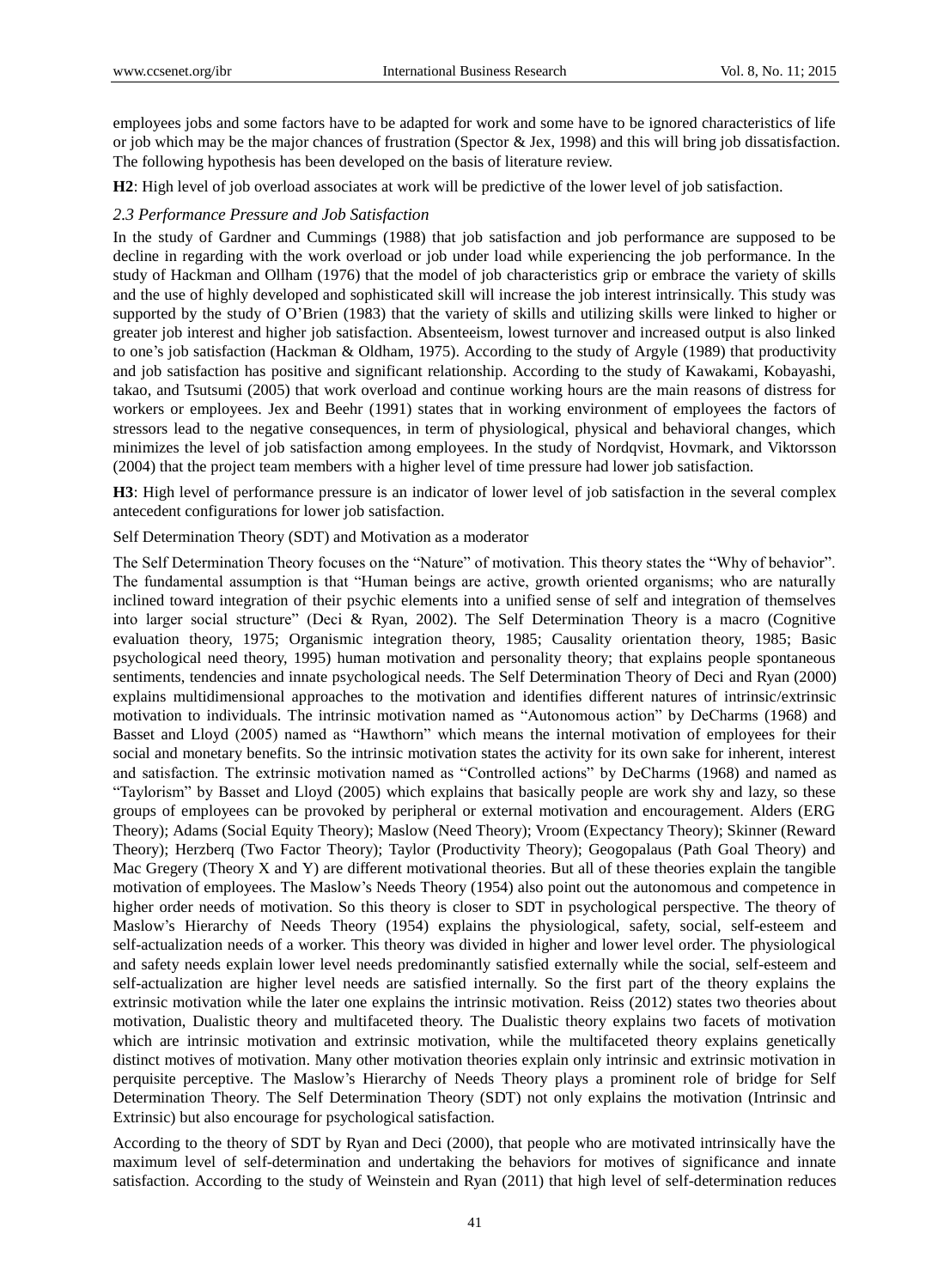employees jobs and some factors have to be adapted for work and some have to be ignored characteristics of life or job which may be the major chances of frustration (Spector & Jex, 1998) and this will bring job dissatisfaction. The following hypothesis has been developed on the basis of literature review.

**H2**: High level of job overload associates at work will be predictive of the lower level of job satisfaction.

### *2.3 Performance Pressure and Job Satisfaction*

In the study of Gardner and Cummings (1988) that job satisfaction and job performance are supposed to be decline in regarding with the work overload or job under load while experiencing the job performance. In the study of Hackman and Ollham (1976) that the model of job characteristics grip or embrace the variety of skills and the use of highly developed and sophisticated skill will increase the job interest intrinsically. This study was supported by the study of O'Brien (1983) that the variety of skills and utilizing skills were linked to higher or greater job interest and higher job satisfaction. Absenteeism, lowest turnover and increased output is also linked to one's job satisfaction (Hackman & Oldham, 1975). According to the study of Argyle (1989) that productivity and job satisfaction has positive and significant relationship. According to the study of Kawakami, Kobayashi, takao, and Tsutsumi (2005) that work overload and continue working hours are the main reasons of distress for workers or employees. Jex and Beehr (1991) states that in working environment of employees the factors of stressors lead to the negative consequences, in term of physiological, physical and behavioral changes, which minimizes the level of job satisfaction among employees. In the study of Nordqvist, Hovmark, and Viktorsson (2004) that the project team members with a higher level of time pressure had lower job satisfaction.

**H3**: High level of performance pressure is an indicator of lower level of job satisfaction in the several complex antecedent configurations for lower job satisfaction.

Self Determination Theory (SDT) and Motivation as a moderator

The Self Determination Theory focuses on the "Nature" of motivation. This theory states the "Why of behavior". The fundamental assumption is that "Human beings are active, growth oriented organisms; who are naturally inclined toward integration of their psychic elements into a unified sense of self and integration of themselves into larger social structure" (Deci & Ryan, 2002). The Self Determination Theory is a macro (Cognitive evaluation theory, 1975; Organismic integration theory, 1985; Causality orientation theory, 1985; Basic psychological need theory, 1995) human motivation and personality theory; that explains people spontaneous sentiments, tendencies and innate psychological needs. The Self Determination Theory of Deci and Ryan (2000) explains multidimensional approaches to the motivation and identifies different natures of intrinsic/extrinsic motivation to individuals. The intrinsic motivation named as "Autonomous action" by DeCharms (1968) and Basset and Lloyd (2005) named as "Hawthorn" which means the internal motivation of employees for their social and monetary benefits. So the intrinsic motivation states the activity for its own sake for inherent, interest and satisfaction. The extrinsic motivation named as "Controlled actions" by DeCharms (1968) and named as "Taylorism" by Basset and Lloyd (2005) which explains that basically people are work shy and lazy, so these groups of employees can be provoked by peripheral or external motivation and encouragement. Alders (ERG Theory); Adams (Social Equity Theory); Maslow (Need Theory); Vroom (Expectancy Theory); Skinner (Reward Theory); Herzberq (Two Factor Theory); Taylor (Productivity Theory); Geogopalaus (Path Goal Theory) and Mac Gregery (Theory X and Y) are different motivational theories. But all of these theories explain the tangible motivation of employees. The Maslow's Needs Theory (1954) also point out the autonomous and competence in higher order needs of motivation. So this theory is closer to SDT in psychological perspective. The theory of Maslow's Hierarchy of Needs Theory (1954) explains the physiological, safety, social, self-esteem and self-actualization needs of a worker. This theory was divided in higher and lower level order. The physiological and safety needs explain lower level needs predominantly satisfied externally while the social, self-esteem and self-actualization are higher level needs are satisfied internally. So the first part of the theory explains the extrinsic motivation while the later one explains the intrinsic motivation. Reiss (2012) states two theories about motivation, Dualistic theory and multifaceted theory. The Dualistic theory explains two facets of motivation which are intrinsic motivation and extrinsic motivation, while the multifaceted theory explains genetically distinct motives of motivation. Many other motivation theories explain only intrinsic and extrinsic motivation in perquisite perceptive. The Maslow's Hierarchy of Needs Theory plays a prominent role of bridge for Self Determination Theory. The Self Determination Theory (SDT) not only explains the motivation (Intrinsic and Extrinsic) but also encourage for psychological satisfaction.

According to the theory of SDT by Ryan and Deci (2000), that people who are motivated intrinsically have the maximum level of self-determination and undertaking the behaviors for motives of significance and innate satisfaction. According to the study of Weinstein and Ryan (2011) that high level of self-determination reduces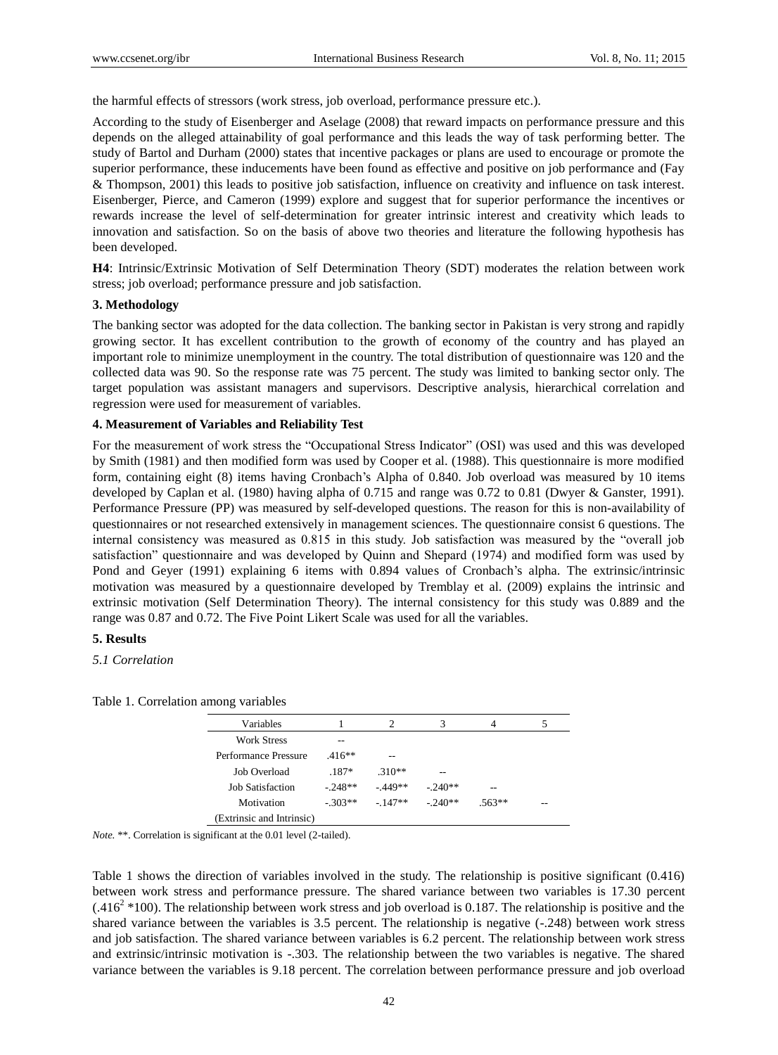the harmful effects of stressors (work stress, job overload, performance pressure etc.).

According to the study of Eisenberger and Aselage (2008) that reward impacts on performance pressure and this depends on the alleged attainability of goal performance and this leads the way of task performing better. The study of Bartol and Durham (2000) states that incentive packages or plans are used to encourage or promote the superior performance, these inducements have been found as effective and positive on job performance and (Fay & Thompson, 2001) this leads to positive job satisfaction, influence on creativity and influence on task interest. Eisenberger, Pierce, and Cameron (1999) explore and suggest that for superior performance the incentives or rewards increase the level of self-determination for greater intrinsic interest and creativity which leads to innovation and satisfaction. So on the basis of above two theories and literature the following hypothesis has been developed.

**H4**: Intrinsic/Extrinsic Motivation of Self Determination Theory (SDT) moderates the relation between work stress; job overload; performance pressure and job satisfaction.

## 3. Methodology

The banking sector was adopted for the data collection. The banking sector in Pakistan is very strong and rapidly growing sector. It has excellent contribution to the growth of economy of the country and has played an important role to minimize unemployment in the country. The total distribution of questionnaire was 120 and the collected data was 90. So the response rate was 75 percent. The study was limited to banking sector only. The target population was assistant managers and supervisors. Descriptive analysis, hierarchical correlation and regression were used for measurement of variables.

## 4. Measurement of Variables and Reliability Test

For the measurement of work stress the "Occupational Stress Indicator" (OSI) was used and this was developed by Smith (1981) and then modified form was used by Cooper et al. (1988). This questionnaire is more modified form, containing eight (8) items having Cronbach's Alpha of 0.840. Job overload was measured by 10 items developed by Caplan et al. (1980) having alpha of 0.715 and range was 0.72 to 0.81 (Dwyer & Ganster, 1991). Performance Pressure (PP) was measured by self-developed questions. The reason for this is non-availability of questionnaires or not researched extensively in management sciences. The questionnaire consist 6 questions. The internal consistency was measured as 0.815 in this study. Job satisfaction was measured by the "overall job satisfaction" questionnaire and was developed by Quinn and Shepard (1974) and modified form was used by Pond and Geyer (1991) explaining 6 items with 0.894 values of Cronbach's alpha. The extrinsic/intrinsic motivation was measured by a questionnaire developed by Tremblay et al. (2009) explains the intrinsic and extrinsic motivation (Self Determination Theory). The internal consistency for this study was 0.889 and the range was 0.87 and 0.72. The Five Point Likert Scale was used for all the variables.

## 5. Results

### *5.1 Correlation*

Table 1. Correlation among variables

| Variables | 1 | 2 | 3 | 4 | 5 |
|---|---|---|---|---|---|
| Work Stress | -- | | | | |
| Performance Pressure | .416** | -- | | | |
| Job Overload | .187* | .310** | -- | | |
| Job Satisfaction | -.248** | -.449** | -.240** | -- | |
| Motivation (Extrinsic and Intrinsic) | -.303** | -.147** | -.240** | .563** | -- |

*Note.* **. Correlation is significant at the 0.01 level (2-tailed).

Table 1 shows the direction of variables involved in the study. The relationship is positive significant (0.416) between work stress and performance pressure. The shared variance between two variables is 17.30 percent ($.416^2$ *100). The relationship between work stress and job overload is 0.187. The relationship is positive and the shared variance between the variables is 3.5 percent. The relationship is negative (-.248) between work stress and job satisfaction. The shared variance between variables is 6.2 percent. The relationship between work stress and extrinsic/intrinsic motivation is -.303. The relationship between the two variables is negative. The shared variance between the variables is 9.18 percent. The correlation between performance pressure and job overload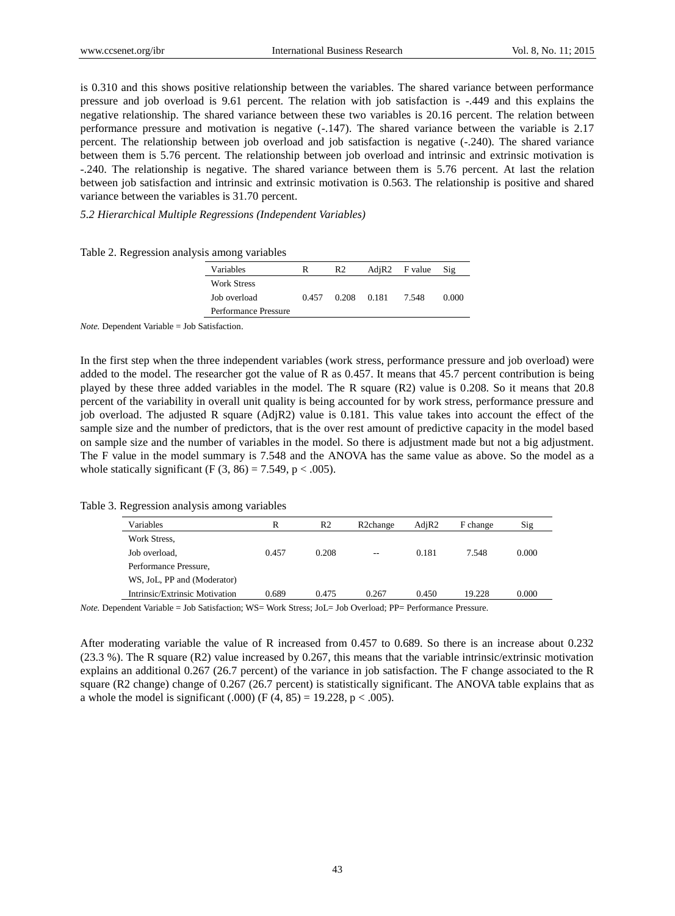is 0.310 and this shows positive relationship between the variables. The shared variance between performance pressure and job overload is 9.61 percent. The relation with job satisfaction is -.449 and this explains the negative relationship. The shared variance between these two variables is 20.16 percent. The relation between performance pressure and motivation is negative (-.147). The shared variance between the variable is 2.17 percent. The relationship between job overload and job satisfaction is negative (-.240). The shared variance between them is 5.76 percent. The relationship between job overload and intrinsic and extrinsic motivation is -.240. The relationship is negative. The shared variance between them is 5.76 percent. At last the relation between job satisfaction and intrinsic and extrinsic motivation is 0.563. The relationship is positive and shared variance between the variables is 31.70 percent.

### *5.2 Hierarchical Multiple Regressions (Independent Variables)*

Table 2. Regression analysis among variables

| Variables | R | R2 | AdjR2 | F value | Sig |
|---|---|---|---|---|---|
| Work Stress<br>Job overload<br>Performance Pressure | 0.457 | 0.208 | 0.181 | 7.548 | 0.000 |

*Note.* Dependent Variable = Job Satisfaction.

In the first step when the three independent variables (work stress, performance pressure and job overload) were added to the model. The researcher got the value of R as 0.457. It means that 45.7 percent contribution is being played by these three added variables in the model. The R square (R2) value is 0.208. So it means that 20.8 percent of the variability in overall unit quality is being accounted for by work stress, performance pressure and job overload. The adjusted R square (AdjR2) value is 0.181. This value takes into account the effect of the sample size and the number of predictors, that is the over rest amount of predictive capacity in the model based on sample size and the number of variables in the model. So there is adjustment made but not a big adjustment. The F value in the model summary is 7.548 and the ANOVA has the same value as above. So the model as a whole statically significant ($F(3, 86) = 7.549$, $p < .005$).

Table 3. Regression analysis among variables

| Variables | R | R2 | R2change | AdjR2 | F change | Sig |
|---|---|---|---|---|---|---|
| Work Stress,<br>Job overload,<br>Performance Pressure, | 0.457 | 0.208 | -- | 0.181 | 7.548 | 0.000 |
| WS, JoL, PP and (Moderator)<br>Intrinsic/Extrinsic Motivation | 0.689 | 0.475 | 0.267 | 0.450 | 19.228 | 0.000 |

*Note.* Dependent Variable = Job Satisfaction; WS= Work Stress; JoL= Job Overload; PP= Performance Pressure.

After moderating variable the value of R increased from 0.457 to 0.689. So there is an increase about 0.232 (23.3 %). The R square (R2) value increased by 0.267, this means that the variable intrinsic/extrinsic motivation explains an additional 0.267 (26.7 percent) of the variance in job satisfaction. The F change associated to the R square (R2 change) change of 0.267 (26.7 percent) is statistically significant. The ANOVA table explains that as a whole the model is significant (.000) ($F(4, 85) = 19.228$, $p < .005$).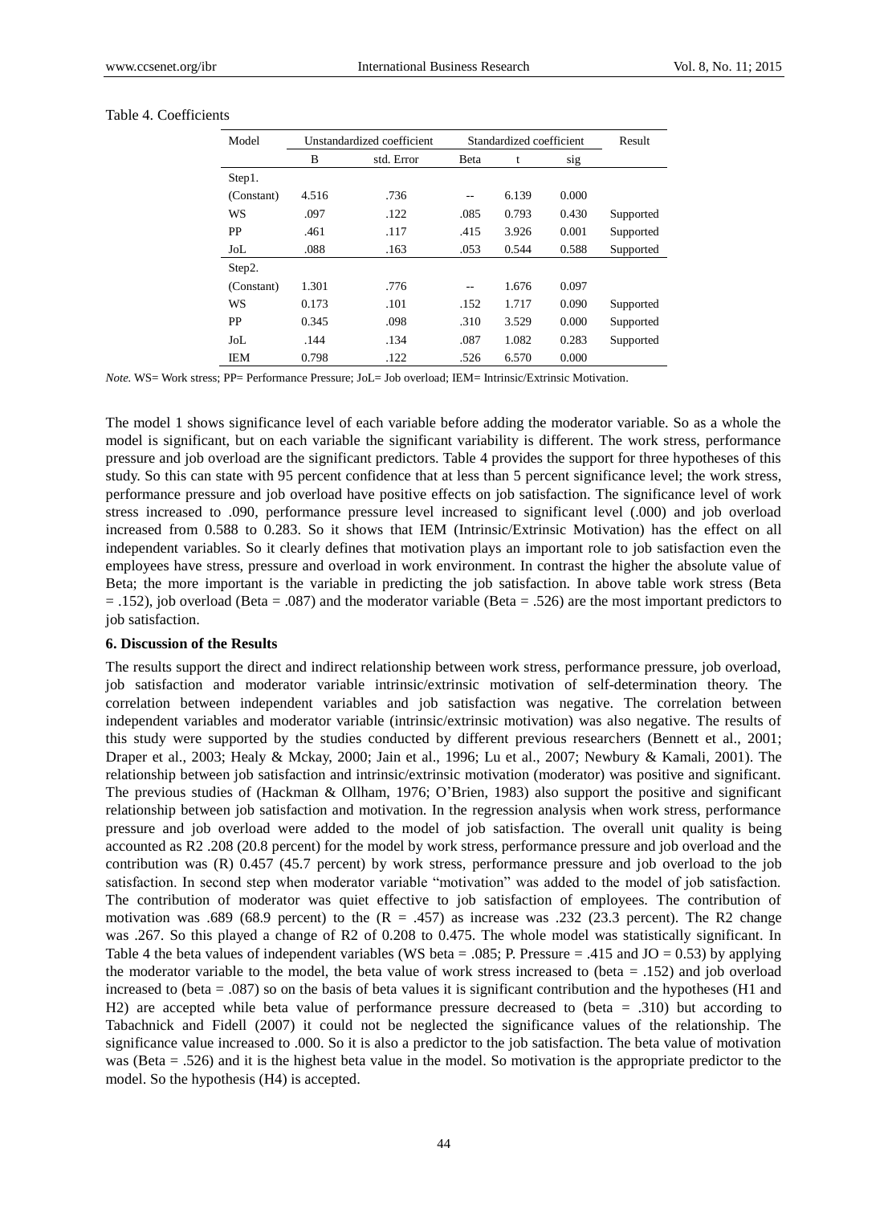Table 4. Coefficients

| Model | Unstandardized coefficient | | Standardized coefficient | | | Result |
|---|---|---|---|---|---|---|
| | B | std. Error | Beta | t | sig | |
| Step1. | | | | | | |
| (Constant) | 4.516 | .736 | -- | 6.139 | 0.000 | |
| WS | .097 | .122 | .085 | 0.793 | 0.430 | Supported |
| PP | .461 | .117 | .415 | 3.926 | 0.001 | Supported |
| JoL | .088 | .163 | .053 | 0.544 | 0.588 | Supported |
| Step2. | | | | | | |
| (Constant) | 1.301 | .776 | -- | 1.676 | 0.097 | |
| WS | 0.173 | .101 | .152 | 1.717 | 0.090 | Supported |
| PP | 0.345 | .098 | .310 | 3.529 | 0.000 | Supported |
| JoL | .144 | .134 | .087 | 1.082 | 0.283 | Supported |
| IEM | 0.798 | .122 | .526 | 6.570 | 0.000 | |

*Note.* WS= Work stress; PP= Performance Pressure; JoL= Job overload; IEM= Intrinsic/Extrinsic Motivation.

The model 1 shows significance level of each variable before adding the moderator variable. So as a whole the model is significant, but on each variable the significant variability is different. The work stress, performance pressure and job overload are the significant predictors. Table 4 provides the support for three hypotheses of this study. So this can state with 95 percent confidence that at less than 5 percent significance level; the work stress, performance pressure and job overload have positive effects on job satisfaction. The significance level of work stress increased to .090, performance pressure level increased to significant level (.000) and job overload increased from 0.588 to 0.283. So it shows that IEM (Intrinsic/Extrinsic Motivation) has the effect on all independent variables. So it clearly defines that motivation plays an important role to job satisfaction even the employees have stress, pressure and overload in work environment. In contrast the higher the absolute value of Beta; the more important is the variable in predicting the job satisfaction. In above table work stress (Beta = .152), job overload (Beta = .087) and the moderator variable (Beta = .526) are the most important predictors to job satisfaction.

**6. Discussion of the Results**

The results support the direct and indirect relationship between work stress, performance pressure, job overload, job satisfaction and moderator variable intrinsic/extrinsic motivation of self-determination theory. The correlation between independent variables and job satisfaction was negative. The correlation between independent variables and moderator variable (intrinsic/extrinsic motivation) was also negative. The results of this study were supported by the studies conducted by different previous researchers (Bennett et al., 2001; Draper et al., 2003; Healy & Mckay, 2000; Jain et al., 1996; Lu et al., 2007; Newbury & Kamali, 2001). The relationship between job satisfaction and intrinsic/extrinsic motivation (moderator) was positive and significant. The previous studies of (Hackman & Ollham, 1976; O'Brien, 1983) also support the positive and significant relationship between job satisfaction and motivation. In the regression analysis when work stress, performance pressure and job overload were added to the model of job satisfaction. The overall unit quality is being accounted as R2 .208 (20.8 percent) for the model by work stress, performance pressure and job overload and the contribution was (R) 0.457 (45.7 percent) by work stress, performance pressure and job overload to the job satisfaction. In second step when moderator variable "motivation" was added to the model of job satisfaction. The contribution of moderator was quiet effective to job satisfaction of employees. The contribution of motivation was .689 (68.9 percent) to the (R = .457) as increase was .232 (23.3 percent). The R2 change was .267. So this played a change of R2 of 0.208 to 0.475. The whole model was statistically significant. In Table 4 the beta values of independent variables (WS beta = .085; P. Pressure = .415 and JO = 0.53) by applying the moderator variable to the model, the beta value of work stress increased to (beta = .152) and job overload increased to (beta = .087) so on the basis of beta values it is significant contribution and the hypotheses (H1 and H2) are accepted while beta value of performance pressure decreased to (beta = .310) but according to Tabachnick and Fidell (2007) it could not be neglected the significance values of the relationship. The significance value increased to .000. So it is also a predictor to the job satisfaction. The beta value of motivation was (Beta = .526) and it is the highest beta value in the model. So motivation is the appropriate predictor to the model. So the hypothesis (H4) is accepted.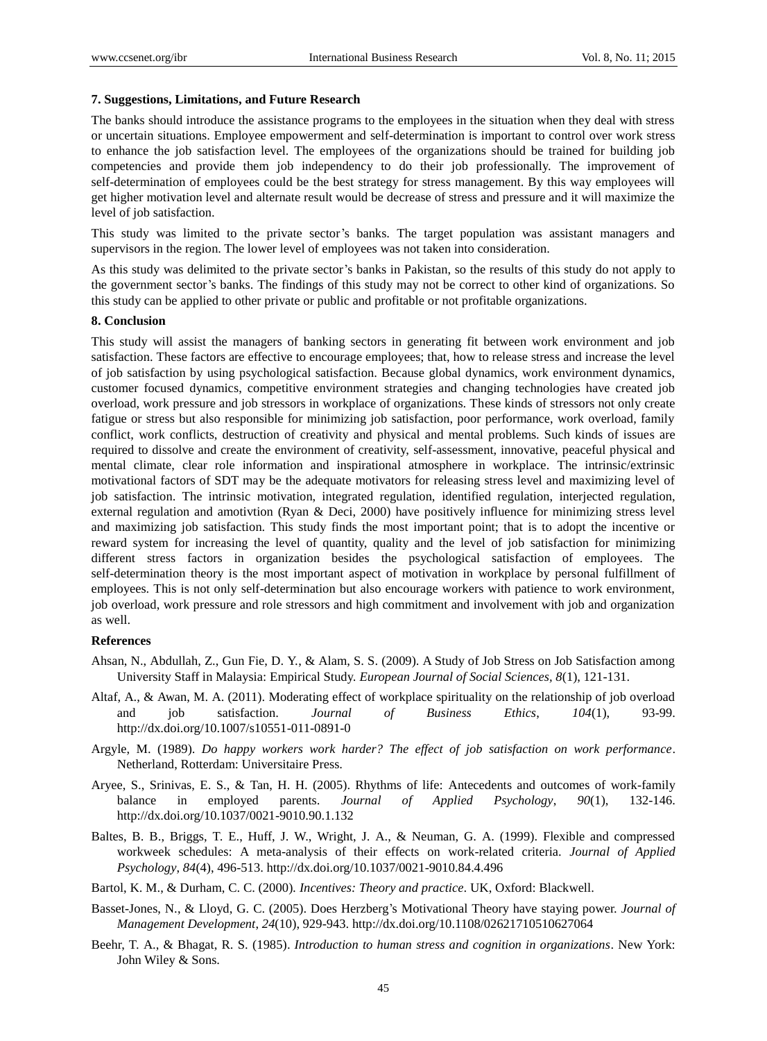## 7. Suggestions, Limitations, and Future Research

The banks should introduce the assistance programs to the employees in the situation when they deal with stress or uncertain situations. Employee empowerment and self-determination is important to control over work stress to enhance the job satisfaction level. The employees of the organizations should be trained for building job competencies and provide them job independency to do their job professionally. The improvement of self-determination of employees could be the best strategy for stress management. By this way employees will get higher motivation level and alternate result would be decrease of stress and pressure and it will maximize the level of job satisfaction.

This study was limited to the private sector's banks. The target population was assistant managers and supervisors in the region. The lower level of employees was not taken into consideration.

As this study was delimited to the private sector's banks in Pakistan, so the results of this study do not apply to the government sector's banks. The findings of this study may not be correct to other kind of organizations. So this study can be applied to other private or public and profitable or not profitable organizations.

## 8. Conclusion

This study will assist the managers of banking sectors in generating fit between work environment and job satisfaction. These factors are effective to encourage employees; that, how to release stress and increase the level of job satisfaction by using psychological satisfaction. Because global dynamics, work environment dynamics, customer focused dynamics, competitive environment strategies and changing technologies have created job overload, work pressure and job stressors in workplace of organizations. These kinds of stressors not only create fatigue or stress but also responsible for minimizing job satisfaction, poor performance, work overload, family conflict, work conflicts, destruction of creativity and physical and mental problems. Such kinds of issues are required to dissolve and create the environment of creativity, self-assessment, innovative, peaceful physical and mental climate, clear role information and inspirational atmosphere in workplace. The intrinsic/extrinsic motivational factors of SDT may be the adequate motivators for releasing stress level and maximizing level of job satisfaction. The intrinsic motivation, integrated regulation, identified regulation, interjected regulation, external regulation and amotivtion (Ryan & Deci, 2000) have positively influence for minimizing stress level and maximizing job satisfaction. This study finds the most important point; that is to adopt the incentive or reward system for increasing the level of quantity, quality and the level of job satisfaction for minimizing different stress factors in organization besides the psychological satisfaction of employees. The self-determination theory is the most important aspect of motivation in workplace by personal fulfillment of employees. This is not only self-determination but also encourage workers with patience to work environment, job overload, work pressure and role stressors and high commitment and involvement with job and organization as well.

## References

Ahsan, N., Abdullah, Z., Gun Fie, D. Y., & Alam, S. S. (2009). A Study of Job Stress on Job Satisfaction among University Staff in Malaysia: Empirical Study. *European Journal of Social Sciences, 8*(1), 121-131.

Altaf, A., & Awan, M. A. (2011). Moderating effect of workplace spirituality on the relationship of job overload and job satisfaction. *Journal of Business Ethics*, *104*(1), 93-99. http://dx.doi.org/10.1007/s10551-011-0891-0

Argyle, M. (1989). *Do happy workers work harder? The effect of job satisfaction on work performance*. Netherland, Rotterdam: Universitaire Press.

Aryee, S., Srinivas, E. S., & Tan, H. H. (2005). Rhythms of life: Antecedents and outcomes of work-family balance in employed parents. *Journal of Applied Psychology*, *90*(1), 132-146. http://dx.doi.org/10.1037/0021-9010.90.1.132

Baltes, B. B., Briggs, T. E., Huff, J. W., Wright, J. A., & Neuman, G. A. (1999). Flexible and compressed workweek schedules: A meta-analysis of their effects on work-related criteria. *Journal of Applied Psychology*, *84*(4), 496-513. http://dx.doi.org/10.1037/0021-9010.84.4.496

Bartol, K. M., & Durham, C. C. (2000). *Incentives: Theory and practice*. UK, Oxford: Blackwell.

Basset-Jones, N., & Lloyd, G. C. (2005). Does Herzberg's Motivational Theory have staying power. *Journal of Management Development*, *24*(10), 929-943. http://dx.doi.org/10.1108/02621710510627064

Beehr, T. A., & Bhagat, R. S. (1985). *Introduction to human stress and cognition in organizations*. New York: John Wiley & Sons.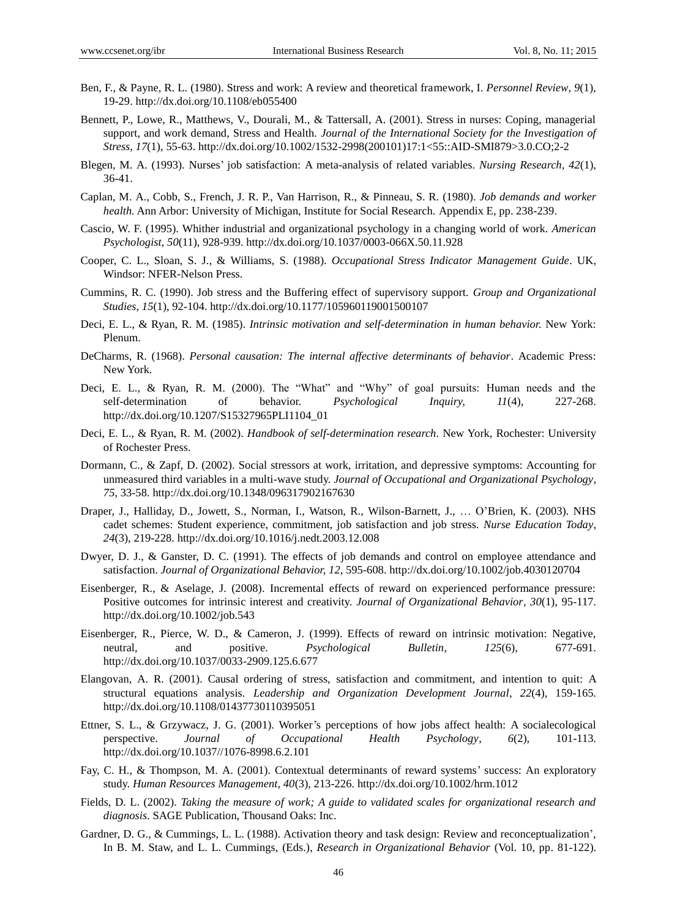Ben, F., & Payne, R. L. (1980). Stress and work: A review and theoretical framework, I. *Personnel Review*, *9*(1), 19-29. http://dx.doi.org/10.1108/eb055400

Bennett, P., Lowe, R., Matthews, V., Dourali, M., & Tattersall, A. (2001). Stress in nurses: Coping, managerial support, and work demand, Stress and Health. *Journal of the International Society for the Investigation of Stress*, *17*(1), 55-63. http://dx.doi.org/10.1002/1532-2998(200101)17:1<55::AID-SMI879>3.0.CO;2-2

Blegen, M. A. (1993). Nurses' job satisfaction: A meta-analysis of related variables. *Nursing Research, 42*(1), 36-41.

Caplan, M. A., Cobb, S., French, J. R. P., Van Harrison, R., & Pinneau, S. R. (1980). *Job demands and worker health.* Ann Arbor: University of Michigan, Institute for Social Research. Appendix E, pp. 238-239.

Cascio, W. F. (1995). Whither industrial and organizational psychology in a changing world of work. *American Psychologist*, *50*(11), 928-939. http://dx.doi.org/10.1037/0003-066X.50.11.928

Cooper, C. L., Sloan, S. J., & Williams, S. (1988). *Occupational Stress Indicator Management Guide*. UK, Windsor: NFER-Nelson Press.

Cummins, R. C. (1990). Job stress and the Buffering effect of supervisory support. *Group and Organizational Studies*, *15*(1), 92-104. http://dx.doi.org/10.1177/105960119001500107

Deci, E. L., & Ryan, R. M. (1985). *Intrinsic motivation and self-determination in human behavior.* New York: Plenum.

DeCharms, R. (1968). *Personal causation: The internal affective determinants of behavior*. Academic Press: New York.

Deci, E. L., & Ryan, R. M. (2000). The "What" and "Why" of goal pursuits: Human needs and the self-determination of behavior. *Psychological Inquiry, 11*(4), 227-268. http://dx.doi.org/10.1207/S15327965PLI1104_01

Deci, E. L., & Ryan, R. M. (2002). *Handbook of self-determination research*. New York, Rochester: University of Rochester Press.

Dormann, C., & Zapf, D. (2002). Social stressors at work, irritation, and depressive symptoms: Accounting for unmeasured third variables in a multi-wave study. *Journal of Occupational and Organizational Psychology*, *75*, 33-58. http://dx.doi.org/10.1348/096317902167630

Draper, J., Halliday, D., Jowett, S., Norman, I., Watson, R., Wilson-Barnett, J., … O'Brien, K. (2003). NHS cadet schemes: Student experience, commitment, job satisfaction and job stress. *Nurse Education Today*, *24*(3), 219-228. http://dx.doi.org/10.1016/j.nedt.2003.12.008

Dwyer, D. J., & Ganster, D. C. (1991). The effects of job demands and control on employee attendance and satisfaction. *Journal of Organizational Behavior, 12*, 595-608. http://dx.doi.org/10.1002/job.4030120704

Eisenberger, R., & Aselage, J. (2008). Incremental effects of reward on experienced performance pressure: Positive outcomes for intrinsic interest and creativity. *Journal of Organizational Behavior*, *30*(1), 95-117. http://dx.doi.org/10.1002/job.543

Eisenberger, R., Pierce, W. D., & Cameron, J. (1999). Effects of reward on intrinsic motivation: Negative, neutral, and positive. *Psychological Bulletin*, *125*(6), 677-691. http://dx.doi.org/10.1037/0033-2909.125.6.677

Elangovan, A. R. (2001). Causal ordering of stress, satisfaction and commitment, and intention to quit: A structural equations analysis. *Leadership and Organization Development Journal*, *22*(4), 159-165. http://dx.doi.org/10.1108/01437730110395051

Ettner, S. L., & Grzywacz, J. G. (2001). Worker's perceptions of how jobs affect health: A socialecological perspective. *Journal of Occupational Health Psychology*, *6*(2), 101-113. http://dx.doi.org/10.1037//1076-8998.6.2.101

Fay, C. H., & Thompson, M. A. (2001). Contextual determinants of reward systems' success: An exploratory study. *Human Resources Management, 40*(3), 213-226. http://dx.doi.org/10.1002/hrm.1012

Fields, D. L. (2002). *Taking the measure of work; A guide to validated scales for organizational research and diagnosis*. SAGE Publication, Thousand Oaks: Inc.

Gardner, D. G., & Cummings, L. L. (1988). Activation theory and task design: Review and reconceptualization', In B. M. Staw, and L. L. Cummings, (Eds.), *Research in Organizational Behavior* (Vol. 10, pp. 81-122).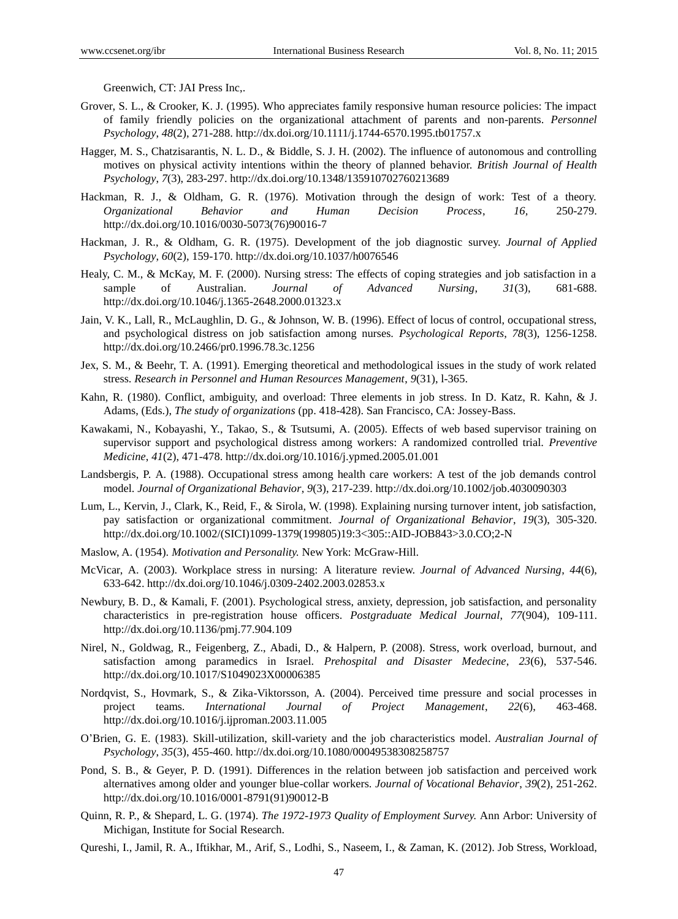Greenwich, CT: JAI Press Inc,.

Grover, S. L., & Crooker, K. J. (1995). Who appreciates family responsive human resource policies: The impact of family friendly policies on the organizational attachment of parents and non-parents. *Personnel Psychology*, *48*(2), 271-288. http://dx.doi.org/10.1111/j.1744-6570.1995.tb01757.x

Hagger, M. S., Chatzisarantis, N. L. D., & Biddle, S. J. H. (2002). The influence of autonomous and controlling motives on physical activity intentions within the theory of planned behavior. *British Journal of Health Psychology*, *7*(3), 283-297. http://dx.doi.org/10.1348/135910702760213689

Hackman, R. J., & Oldham, G. R. (1976). Motivation through the design of work: Test of a theory. *Organizational Behavior and Human Decision Process*, *16*, 250-279. http://dx.doi.org/10.1016/0030-5073(76)90016-7

Hackman, J. R., & Oldham, G. R. (1975). Development of the job diagnostic survey. *Journal of Applied Psychology*, *60*(2), 159-170. http://dx.doi.org/10.1037/h0076546

Healy, C. M., & McKay, M. F. (2000). Nursing stress: The effects of coping strategies and job satisfaction in a sample of Australian. *Journal of Advanced Nursing*, *31*(3), 681-688. http://dx.doi.org/10.1046/j.1365-2648.2000.01323.x

Jain, V. K., Lall, R., McLaughlin, D. G., & Johnson, W. B. (1996). Effect of locus of control, occupational stress, and psychological distress on job satisfaction among nurses. *Psychological Reports*, *78*(3), 1256-1258. http://dx.doi.org/10.2466/pr0.1996.78.3c.1256

Jex, S. M., & Beehr, T. A. (1991). Emerging theoretical and methodological issues in the study of work related stress. *Research in Personnel and Human Resources Management*, *9*(31), l-365.

Kahn, R. (1980). Conflict, ambiguity, and overload: Three elements in job stress. In D. Katz, R. Kahn, & J. Adams, (Eds.), *The study of organizations* (pp. 418-428). San Francisco, CA: Jossey-Bass.

Kawakami, N., Kobayashi, Y., Takao, S., & Tsutsumi, A. (2005). Effects of web based supervisor training on supervisor support and psychological distress among workers: A randomized controlled trial. *Preventive Medicine*, *41*(2), 471-478. http://dx.doi.org/10.1016/j.ypmed.2005.01.001

Landsbergis, P. A. (1988). Occupational stress among health care workers: A test of the job demands control model. *Journal of Organizational Behavior*, *9*(3), 217-239. http://dx.doi.org/10.1002/job.4030090303

Lum, L., Kervin, J., Clark, K., Reid, F., & Sirola, W. (1998). Explaining nursing turnover intent, job satisfaction, pay satisfaction or organizational commitment. *Journal of Organizational Behavior*, *19*(3), 305-320. http://dx.doi.org/10.1002/(SICI)1099-1379(199805)19:3<305::AID-JOB843>3.0.CO;2-N

Maslow, A. (1954). *Motivation and Personality.* New York: McGraw-Hill.

McVicar, A. (2003). Workplace stress in nursing: A literature review. *Journal of Advanced Nursing*, *44*(6), 633-642. http://dx.doi.org/10.1046/j.0309-2402.2003.02853.x

Newbury, B. D., & Kamali, F. (2001). Psychological stress, anxiety, depression, job satisfaction, and personality characteristics in pre-registration house officers. *Postgraduate Medical Journal*, *77*(904), 109-111. http://dx.doi.org/10.1136/pmj.77.904.109

Nirel, N., Goldwag, R., Feigenberg, Z., Abadi, D., & Halpern, P. (2008). Stress, work overload, burnout, and satisfaction among paramedics in Israel. *Prehospital and Disaster Medecine*, *23*(6), 537-546. http://dx.doi.org/10.1017/S1049023X00006385

Nordqvist, S., Hovmark, S., & Zika-Viktorsson, A. (2004). Perceived time pressure and social processes in project teams. *International Journal of Project Management*, *22*(6), 463-468. http://dx.doi.org/10.1016/j.ijproman.2003.11.005

O'Brien, G. E. (1983). Skill-utilization, skill-variety and the job characteristics model. *Australian Journal of Psychology*, *35*(3), 455-460. http://dx.doi.org/10.1080/00049538308258757

Pond, S. B., & Geyer, P. D. (1991). Differences in the relation between job satisfaction and perceived work alternatives among older and younger blue-collar workers. *Journal of Vocational Behavior*, *39*(2), 251-262. http://dx.doi.org/10.1016/0001-8791(91)90012-B

Quinn, R. P., & Shepard, L. G. (1974). *The 1972-1973 Quality of Employment Survey.* Ann Arbor: University of Michigan, Institute for Social Research.

Qureshi, I., Jamil, R. A., Iftikhar, M., Arif, S., Lodhi, S., Naseem, I., & Zaman, K. (2012). Job Stress, Workload,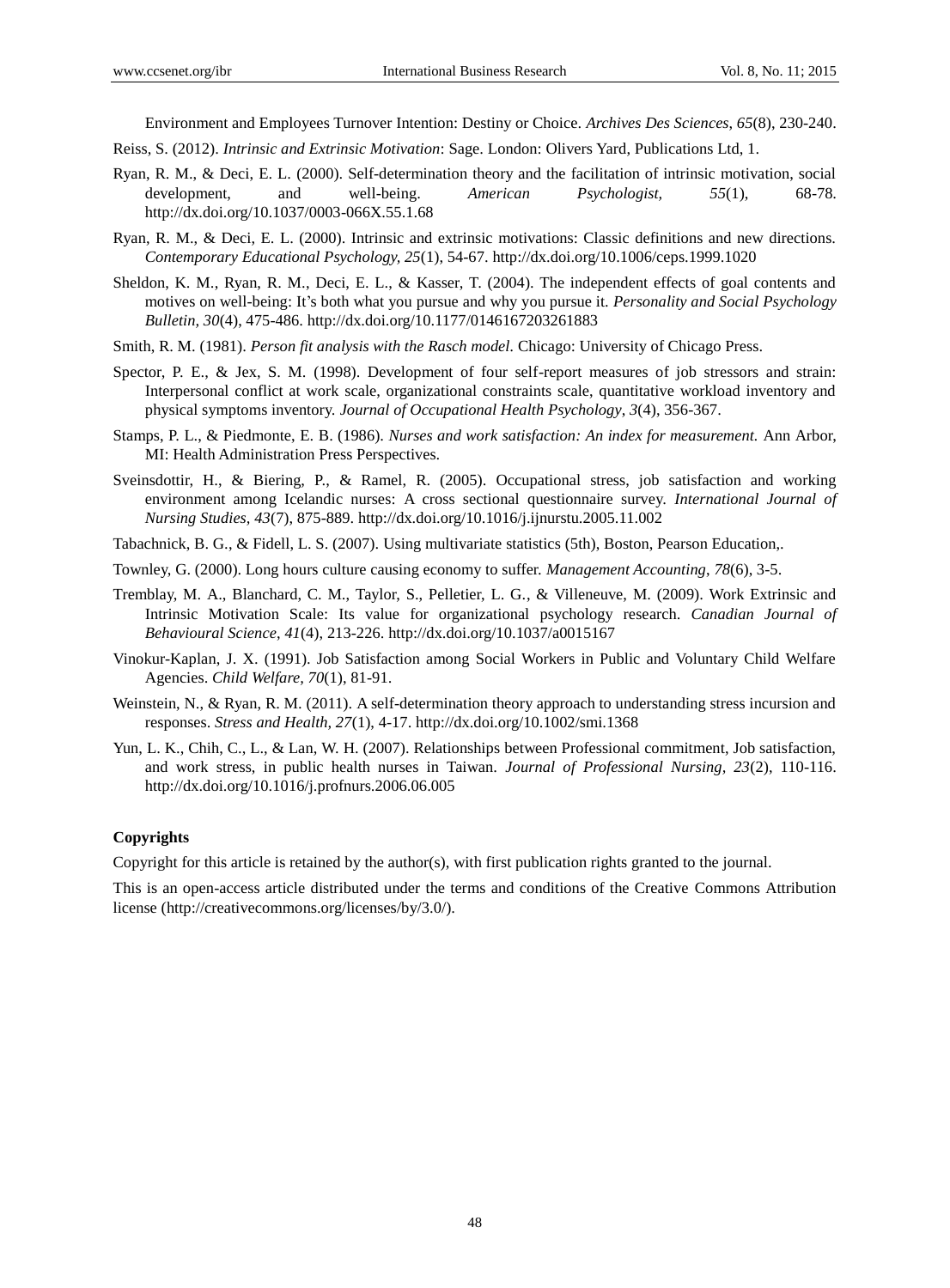Environment and Employees Turnover Intention: Destiny or Choice. *Archives Des Sciences*, *65*(8), 230-240.

Reiss, S. (2012). *Intrinsic and Extrinsic Motivation*: Sage. London: Olivers Yard, Publications Ltd, 1.

Ryan, R. M., & Deci, E. L. (2000). Self-determination theory and the facilitation of intrinsic motivation, social development, and well-being. *American Psychologist, 55*(1), 68-78. http://dx.doi.org/10.1037/0003-066X.55.1.68

Ryan, R. M., & Deci, E. L. (2000). Intrinsic and extrinsic motivations: Classic definitions and new directions. *Contemporary Educational Psychology, 25*(1), 54-67. http://dx.doi.org/10.1006/ceps.1999.1020

Sheldon, K. M., Ryan, R. M., Deci, E. L., & Kasser, T. (2004). The independent effects of goal contents and motives on well-being: It's both what you pursue and why you pursue it. *Personality and Social Psychology Bulletin, 30*(4), 475-486. http://dx.doi.org/10.1177/0146167203261883

Smith, R. M. (1981). *Person fit analysis with the Rasch model*. Chicago: University of Chicago Press.

Spector, P. E., & Jex, S. M. (1998). Development of four self-report measures of job stressors and strain: Interpersonal conflict at work scale, organizational constraints scale, quantitative workload inventory and physical symptoms inventory. *Journal of Occupational Health Psychology*, *3*(4), 356-367.

Stamps, P. L., & Piedmonte, E. B. (1986). *Nurses and work satisfaction: An index for measurement.* Ann Arbor, MI: Health Administration Press Perspectives.

Sveinsdottir, H., & Biering, P., & Ramel, R. (2005). Occupational stress, job satisfaction and working environment among Icelandic nurses: A cross sectional questionnaire survey. *International Journal of Nursing Studies, 43*(7), 875-889. http://dx.doi.org/10.1016/j.ijnurstu.2005.11.002

Tabachnick, B. G., & Fidell, L. S. (2007). Using multivariate statistics (5th), Boston, Pearson Education,.

Townley, G. (2000). Long hours culture causing economy to suffer. *Management Accounting*, *78*(6), 3-5.

Tremblay, M. A., Blanchard, C. M., Taylor, S., Pelletier, L. G., & Villeneuve, M. (2009). Work Extrinsic and Intrinsic Motivation Scale: Its value for organizational psychology research. *Canadian Journal of Behavioural Science, 41*(4), 213-226. http://dx.doi.org/10.1037/a0015167

Vinokur-Kaplan, J. X. (1991). Job Satisfaction among Social Workers in Public and Voluntary Child Welfare Agencies. *Child Welfare, 70*(1), 81-91.

Weinstein, N., & Ryan, R. M. (2011). A self-determination theory approach to understanding stress incursion and responses. *Stress and Health, 27*(1), 4-17. http://dx.doi.org/10.1002/smi.1368

Yun, L. K., Chih, C., L., & Lan, W. H. (2007). Relationships between Professional commitment, Job satisfaction, and work stress, in public health nurses in Taiwan. *Journal of Professional Nursing, 23*(2), 110-116. http://dx.doi.org/10.1016/j.profnurs.2006.06.005

**Copyrights**

Copyright for this article is retained by the author(s), with first publication rights granted to the journal.

This is an open-access article distributed under the terms and conditions of the Creative Commons Attribution license (http://creativecommons.org/licenses/by/3.0/).